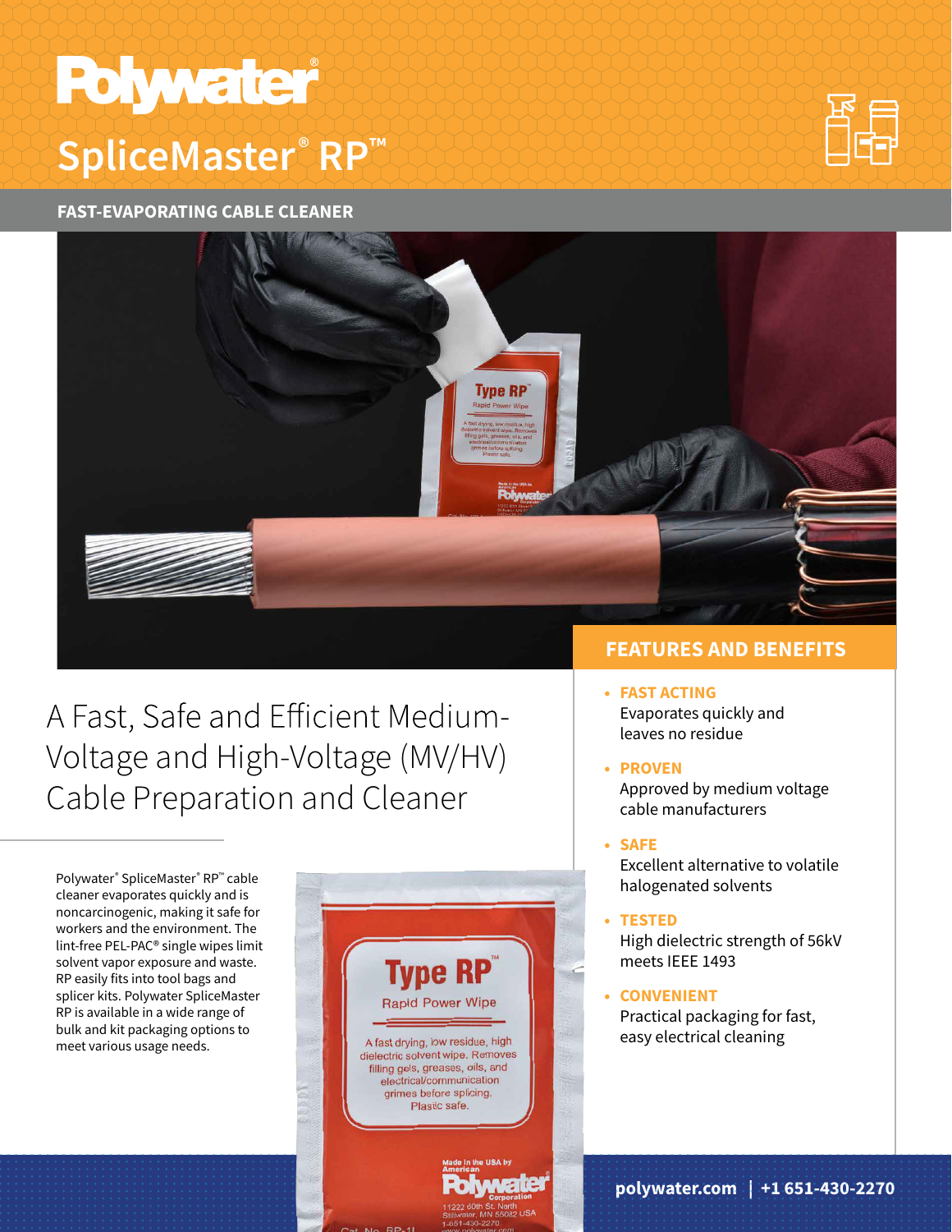# Polywater®

## SpliceMaster® RP™

**FAST-EVAPORATING CABLE CLEANER**

## A Fast, Safe and Efficient Medium-Voltage and High-Voltage (MV/HV) Cable Preparation and Cleaner

Polywater® SpliceMaster® RP™ cable cleaner evaporates quickly and is noncarcinogenic, making it safe for workers and the environment. The lint-free PEL-PAC® single wipes limit solvent vapor exposure and waste. RP easily fits into tool bags and splicer kits. Polywater SpliceMaster RP is available in a wide range of bulk and kit packaging options to meet various usage needs.

## FEATURES AND BENEFITS

- **FAST ACTING**
  Evaporates quickly and leaves no residue
- **PROVEN**
  Approved by medium voltage cable manufacturers
- **SAFE**
  Excellent alternative to volatile halogenated solvents
- **TESTED**
  High dielectric strength of 56kV meets IEEE 1493
- **CONVENIENT**
  Practical packaging for fast, easy electrical cleaning

polywater.com | +1 651-430-2270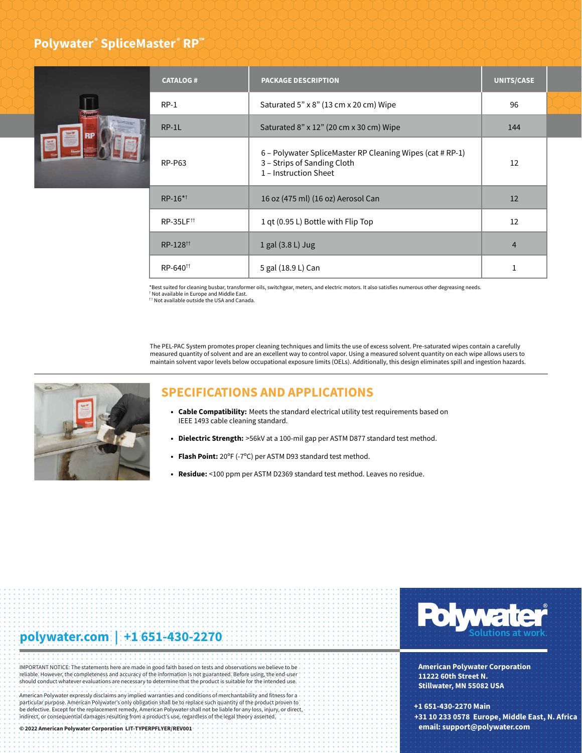# Polywater® SpliceMaster® RP™

| CATALOG # | PACKAGE DESCRIPTION | UNITS/CASE |
|---|---|---|
| RP-1 | Saturated 5" x 8" (13 cm x 20 cm) Wipe | 96 |
| RP-1L | Saturated 8" x 12" (20 cm x 30 cm) Wipe | 144 |
| RP-P63 | 6 – Polywater SpliceMaster RP Cleaning Wipes (cat # RP-1)<br>3 – Strips of Sanding Cloth<br>1 – Instruction Sheet | 12 |
| RP-16*† | 16 oz (475 ml) (16 oz) Aerosol Can | 12 |
| RP-35LF†† | 1 qt (0.95 L) Bottle with Flip Top | 12 |
| RP-128†† | 1 gal (3.8 L) Jug | 4 |
| RP-640†† | 5 gal (18.9 L) Can | 1 |

*Best suited for cleaning busbar, transformer oils, switchgear, meters, and electric motors. It also satisfies numerous other degreasing needs.
† Not available in Europe and Middle East.
†† Not available outside the USA and Canada.

The PEL-PAC System promotes proper cleaning techniques and limits the use of excess solvent. Pre-saturated wipes contain a carefully measured quantity of solvent and are an excellent way to control vapor. Using a measured solvent quantity on each wipe allows users to maintain solvent vapor levels below occupational exposure limits (OELs). Additionally, this design eliminates spill and ingestion hazards.

## SPECIFICATIONS AND APPLICATIONS

- **Cable Compatibility:** Meets the standard electrical utility test requirements based on IEEE 1493 cable cleaning standard.
- **Dielectric Strength:** >56kV at a 100-mil gap per ASTM D877 standard test method.
- **Flash Point:** 20°F (-7°C) per ASTM D93 standard test method.
- **Residue:** <100 ppm per ASTM D2369 standard test method. Leaves no residue.

**polywater.com | +1 651-430-2270**

IMPORTANT NOTICE: The statements here are made in good faith based on tests and observations we believe to be reliable. However, the completeness and accuracy of the information is not guaranteed. Before using, the end-user should conduct whatever evaluations are necessary to determine that the product is suitable for the intended use.

American Polywater expressly disclaims any implied warranties and conditions of merchantability and fitness for a particular purpose. American Polywater's only obligation shall be to replace such quantity of the product proven to be defective. Except for the replacement remedy, American Polywater shall not be liable for any loss, injury, or direct, indirect, or consequential damages resulting from a product's use, regardless of the legal theory asserted.

**© 2022 American Polywater Corporation LIT-TYPERPFLYER/REV001**

Polywater® Solutions at work.

**American Polywater Corporation**
**11222 60th Street N.**
**Stillwater, MN 55082 USA**

**+1 651-430-2270 Main**
**+31 10 233 0578 Europe, Middle East, N. Africa**
**email: support@polywater.com**